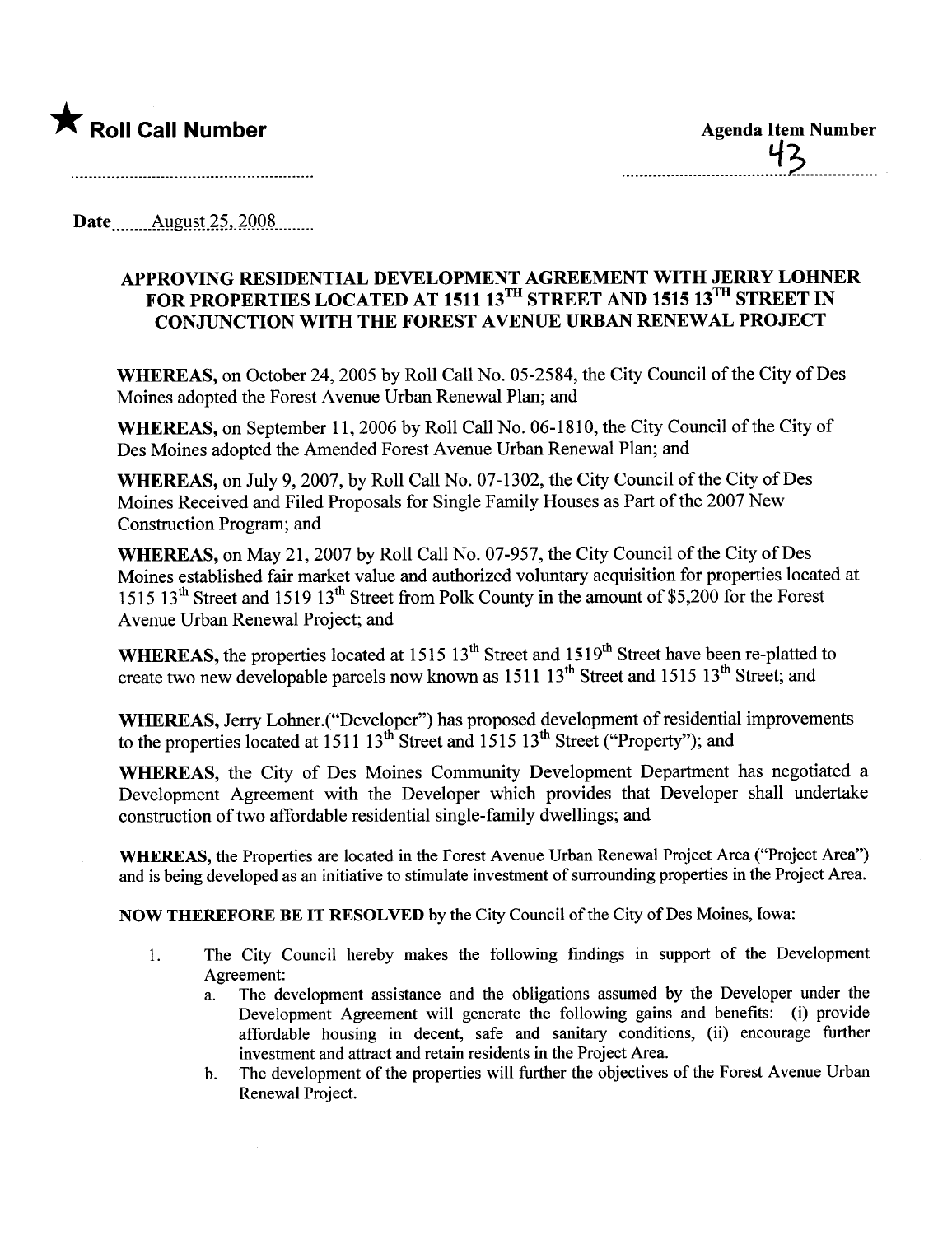★ **Roll Call Number**

**Agenda Item Number**
43

Date August 25, 2008

# APPROVING RESIDENTIAL DEVELOPMENT AGREEMENT WITH JERRY LOHNER FOR PROPERTIES LOCATED AT 1511 13TH STREET AND 1515 13TH STREET IN CONJUNCTION WITH THE FOREST AVENUE URBAN RENEWAL PROJECT

**WHEREAS,** on October 24, 2005 by Roll Call No. 05-2584, the City Council of the City of Des Moines adopted the Forest Avenue Urban Renewal Plan; and

**WHEREAS,** on September 11, 2006 by Roll Call No. 06-1810, the City Council of the City of Des Moines adopted the Amended Forest Avenue Urban Renewal Plan; and

**WHEREAS,** on July 9, 2007, by Roll Call No. 07-1302, the City Council of the City of Des Moines Received and Filed Proposals for Single Family Houses as Part of the 2007 New Construction Program; and

**WHEREAS,** on May 21, 2007 by Roll Call No. 07-957, the City Council of the City of Des Moines established fair market value and authorized voluntary acquisition for properties located at 1515 13th Street and 1519 13th Street from Polk County in the amount of $5,200 for the Forest Avenue Urban Renewal Project; and

**WHEREAS,** the properties located at 1515 13th Street and 1519th Street have been re-platted to create two new developable parcels now known as 1511 13th Street and 1515 13th Street; and

**WHEREAS,** Jerry Lohner.("Developer") has proposed development of residential improvements to the properties located at 1511 13th Street and 1515 13th Street ("Property"); and

**WHEREAS,** the City of Des Moines Community Development Department has negotiated a Development Agreement with the Developer which provides that Developer shall undertake construction of two affordable residential single-family dwellings; and

**WHEREAS,** the Properties are located in the Forest Avenue Urban Renewal Project Area ("Project Area") and is being developed as an initiative to stimulate investment of surrounding properties in the Project Area.

**NOW THEREFORE BE IT RESOLVED** by the City Council of the City of Des Moines, Iowa:

1. The City Council hereby makes the following findings in support of the Development Agreement:
   a. The development assistance and the obligations assumed by the Developer under the Development Agreement will generate the following gains and benefits: (i) provide affordable housing in decent, safe and sanitary conditions, (ii) encourage further investment and attract and retain residents in the Project Area.
   b. The development of the properties will further the objectives of the Forest Avenue Urban Renewal Project.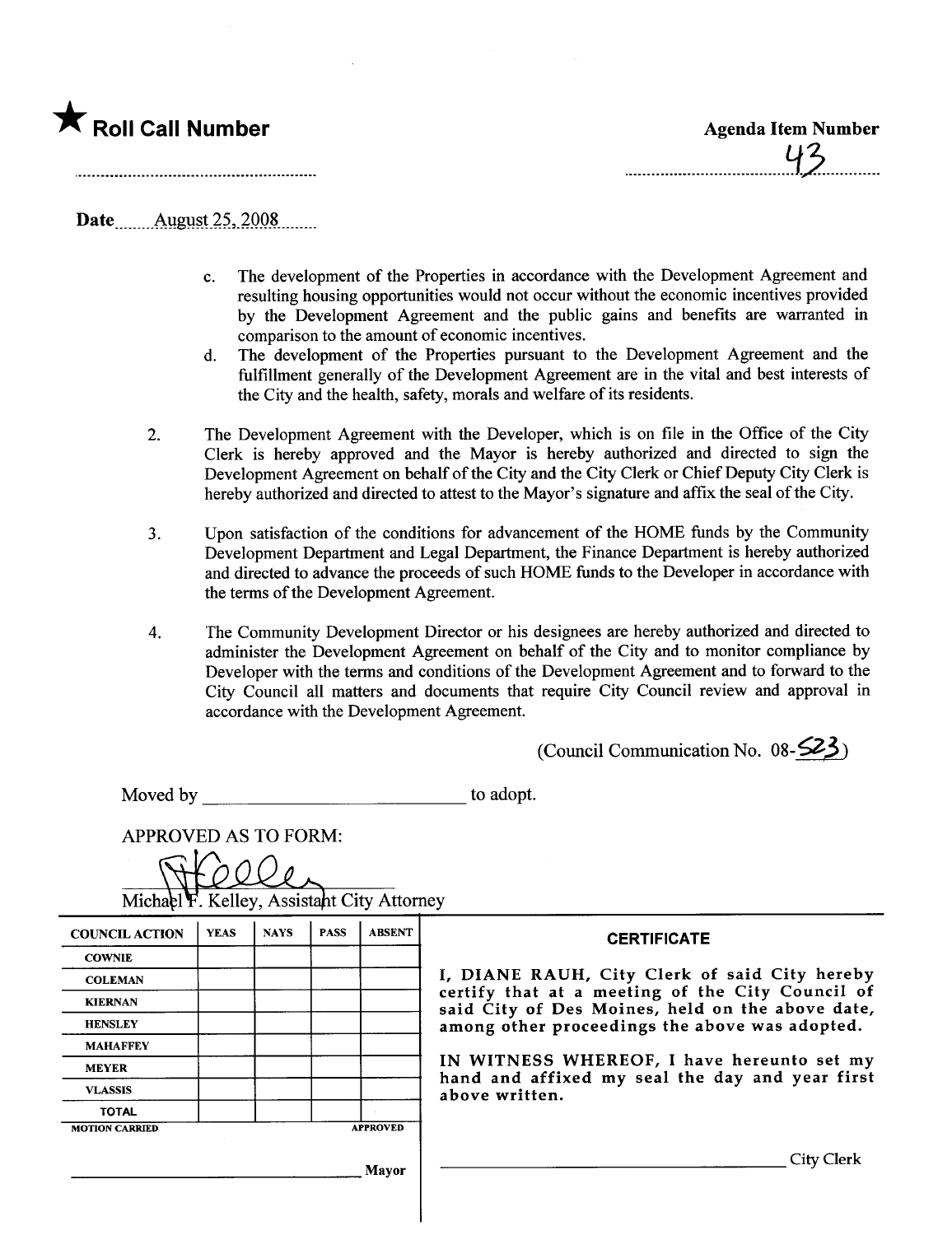★ **Roll Call Number**

**Agenda Item Number**

43

Date August 25, 2008

c. The development of the Properties in accordance with the Development Agreement and resulting housing opportunities would not occur without the economic incentives provided by the Development Agreement and the public gains and benefits are warranted in comparison to the amount of economic incentives.

d. The development of the Properties pursuant to the Development Agreement and the fulfillment generally of the Development Agreement are in the vital and best interests of the City and the health, safety, morals and welfare of its residents.

2. The Development Agreement with the Developer, which is on file in the Office of the City Clerk is hereby approved and the Mayor is hereby authorized and directed to sign the Development Agreement on behalf of the City and the City Clerk or Chief Deputy City Clerk is hereby authorized and directed to attest to the Mayor's signature and affix the seal of the City.

3. Upon satisfaction of the conditions for advancement of the HOME funds by the Community Development Department and Legal Department, the Finance Department is hereby authorized and directed to advance the proceeds of such HOME funds to the Developer in accordance with the terms of the Development Agreement.

4. The Community Development Director or his designees are hereby authorized and directed to administer the Development Agreement on behalf of the City and to monitor compliance by Developer with the terms and conditions of the Development Agreement and to forward to the City Council all matters and documents that require City Council review and approval in accordance with the Development Agreement.

(Council Communication No. 08-523)

Moved by ______________________ to adopt.

APPROVED AS TO FORM:

Michael F. Kelley, Assistant City Attorney

| COUNCIL ACTION | YEAS | NAYS | PASS | ABSENT |
|---|---|---|---|---|
| COWNIE | | | | |
| COLEMAN | | | | |
| KIERNAN | | | | |
| HENSLEY | | | | |
| MAHAFFEY | | | | |
| MEYER | | | | |
| VLASSIS | | | | |
| TOTAL | | | | |
| MOTION CARRIED | | | | APPROVED |

______________________ Mayor

**CERTIFICATE**

I, DIANE RAUH, City Clerk of said City hereby certify that at a meeting of the City Council of said City of Des Moines, held on the above date, among other proceedings the above was adopted.

IN WITNESS WHEREOF, I have hereunto set my hand and affixed my seal the day and year first above written.

______________________ City Clerk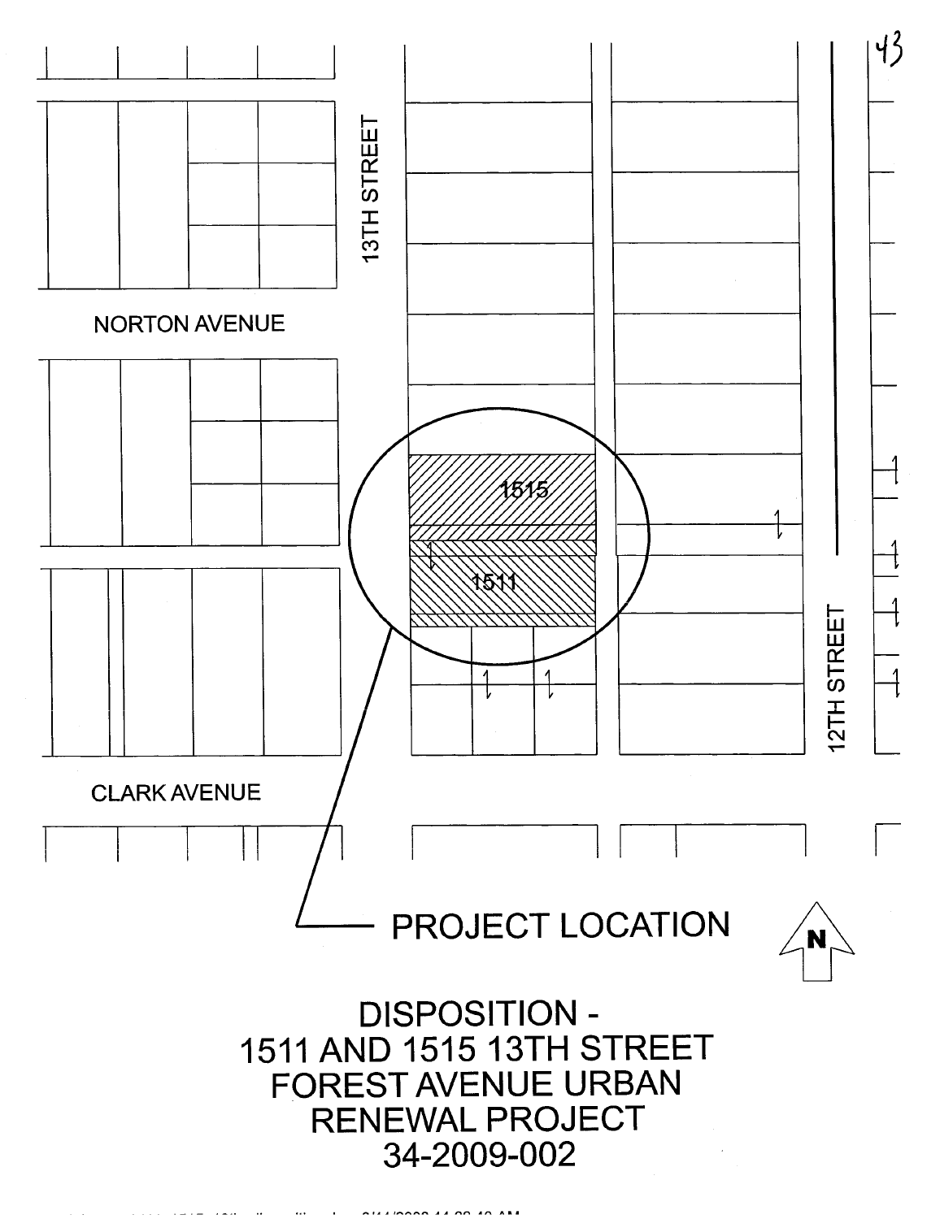43

13TH STREET

NORTON AVENUE

1515

1511

CLARK AVENUE

12TH STREET

PROJECT LOCATION

N

DISPOSITION -
1511 AND 1515 13TH STREET
FOREST AVENUE URBAN
RENEWAL PROJECT
34-2009-002